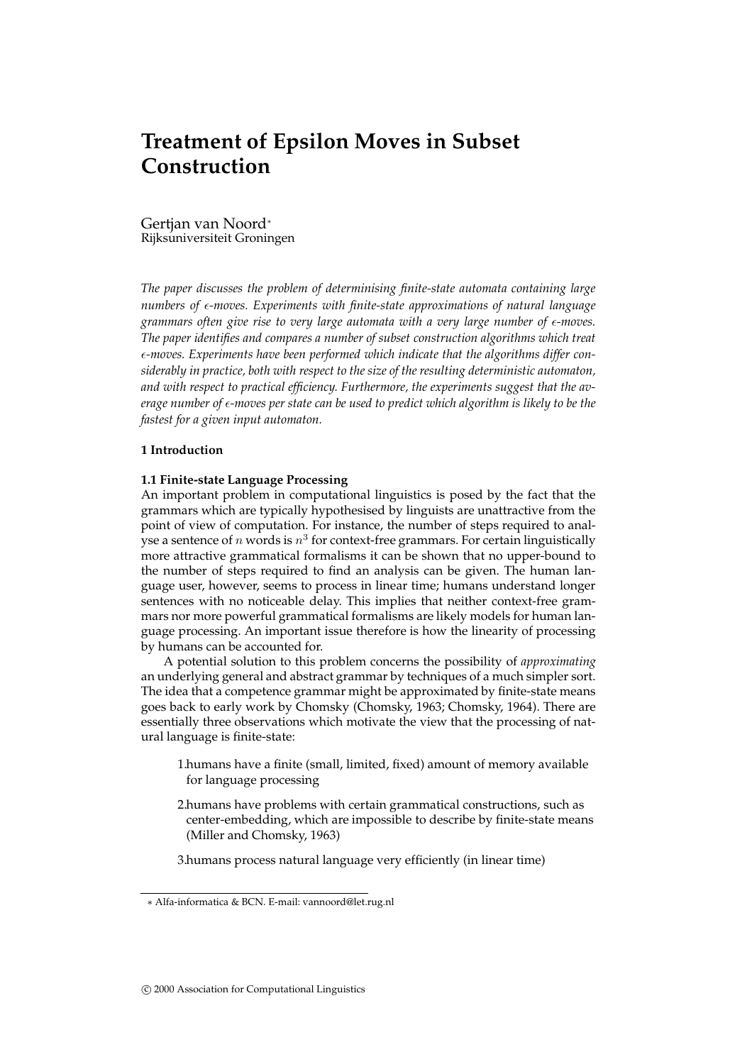# Treatment of Epsilon Moves in Subset Construction

Gertjan van Noord[*]
Rijksuniversiteit Groningen

*The paper discusses the problem of determinising finite-state automata containing large numbers of $\epsilon$-moves. Experiments with finite-state approximations of natural language grammars often give rise to very large automata with a very large number of $\epsilon$-moves. The paper identifies and compares a number of subset construction algorithms which treat $\epsilon$-moves. Experiments have been performed which indicate that the algorithms differ considerably in practice, both with respect to the size of the resulting deterministic automaton, and with respect to practical efficiency. Furthermore, the experiments suggest that the average number of $\epsilon$-moves per state can be used to predict which algorithm is likely to be the fastest for a given input automaton.*

### 1 Introduction

#### 1.1 Finite-state Language Processing

An important problem in computational linguistics is posed by the fact that the grammars which are typically hypothesised by linguists are unattractive from the point of view of computation. For instance, the number of steps required to analyse a sentence of $n$ words is $n^3$ for context-free grammars. For certain linguistically more attractive grammatical formalisms it can be shown that no upper-bound to the number of steps required to find an analysis can be given. The human language user, however, seems to process in linear time; humans understand longer sentences with no noticeable delay. This implies that neither context-free grammars nor more powerful grammatical formalisms are likely models for human language processing. An important issue therefore is how the linearity of processing by humans can be accounted for.

A potential solution to this problem concerns the possibility of *approximating* an underlying general and abstract grammar by techniques of a much simpler sort. The idea that a competence grammar might be approximated by finite-state means goes back to early work by Chomsky (Chomsky, 1963; Chomsky, 1964). There are essentially three observations which motivate the view that the processing of natural language is finite-state:

1. humans have a finite (small, limited, fixed) amount of memory available for language processing
2. humans have problems with certain grammatical constructions, such as center-embedding, which are impossible to describe by finite-state means (Miller and Chomsky, 1963)
3. humans process natural language very efficiently (in linear time)

---

[*] Alfa-informatica & BCN. E-mail: vannoord@let.rug.nl

© 2000 Association for Computational Linguistics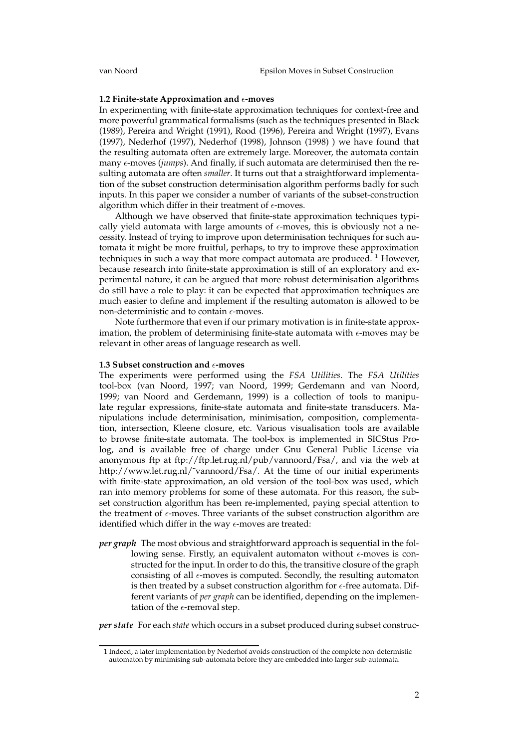### 1.2 Finite-state Approximation and $\epsilon$-moves

In experimenting with finite-state approximation techniques for context-free and more powerful grammatical formalisms (such as the techniques presented in Black (1989), Pereira and Wright (1991), Rood (1996), Pereira and Wright (1997), Evans (1997), Nederhof (1997), Nederhof (1998), Johnson (1998) ) we have found that the resulting automata often are extremely large. Moreover, the automata contain many $\epsilon$-moves (*jumps*). And finally, if such automata are determinised then the resulting automata are often *smaller*. It turns out that a straightforward implementation of the subset construction determinisation algorithm performs badly for such inputs. In this paper we consider a number of variants of the subset-construction algorithm which differ in their treatment of $\epsilon$-moves.

Although we have observed that finite-state approximation techniques typically yield automata with large amounts of $\epsilon$-moves, this is obviously not a necessity. Instead of trying to improve upon determinisation techniques for such automata it might be more fruitful, perhaps, to try to improve these approximation techniques in such a way that more compact automata are produced. [1] However, because research into finite-state approximation is still of an exploratory and experimental nature, it can be argued that more robust determinisation algorithms do still have a role to play: it can be expected that approximation techniques are much easier to define and implement if the resulting automaton is allowed to be non-deterministic and to contain $\epsilon$-moves.

Note furthermore that even if our primary motivation is in finite-state approximation, the problem of determinising finite-state automata with $\epsilon$-moves may be relevant in other areas of language research as well.

### 1.3 Subset construction and $\epsilon$-moves

The experiments were performed using the *FSA Utilities*. The *FSA Utilities* tool-box (van Noord, 1997; van Noord, 1999; Gerdemann and van Noord, 1999; van Noord and Gerdemann, 1999) is a collection of tools to manipulate regular expressions, finite-state automata and finite-state transducers. Manipulations include determinisation, minimisation, composition, complementation, intersection, Kleene closure, etc. Various visualisation tools are available to browse finite-state automata. The tool-box is implemented in SICStus Prolog, and is available free of charge under Gnu General Public License via anonymous ftp at ftp://ftp.let.rug.nl/pub/vannoord/Fsa/, and via the web at http://www.let.rug.nl/˜vannoord/Fsa/. At the time of our initial experiments with finite-state approximation, an old version of the tool-box was used, which ran into memory problems for some of these automata. For this reason, the subset construction algorithm has been re-implemented, paying special attention to the treatment of $\epsilon$-moves. Three variants of the subset construction algorithm are identified which differ in the way $\epsilon$-moves are treated:

***per graph*** The most obvious and straightforward approach is sequential in the following sense. Firstly, an equivalent automaton without $\epsilon$-moves is constructed for the input. In order to do this, the transitive closure of the graph consisting of all $\epsilon$-moves is computed. Secondly, the resulting automaton is then treated by a subset construction algorithm for $\epsilon$-free automata. Different variants of *per graph* can be identified, depending on the implementation of the $\epsilon$-removal step.

***per state*** For each *state* which occurs in a subset produced during subset construc-

---

[1] Indeed, a later implementation by Nederhof avoids construction of the complete non-determistic automaton by minimising sub-automata before they are embedded into larger sub-automata.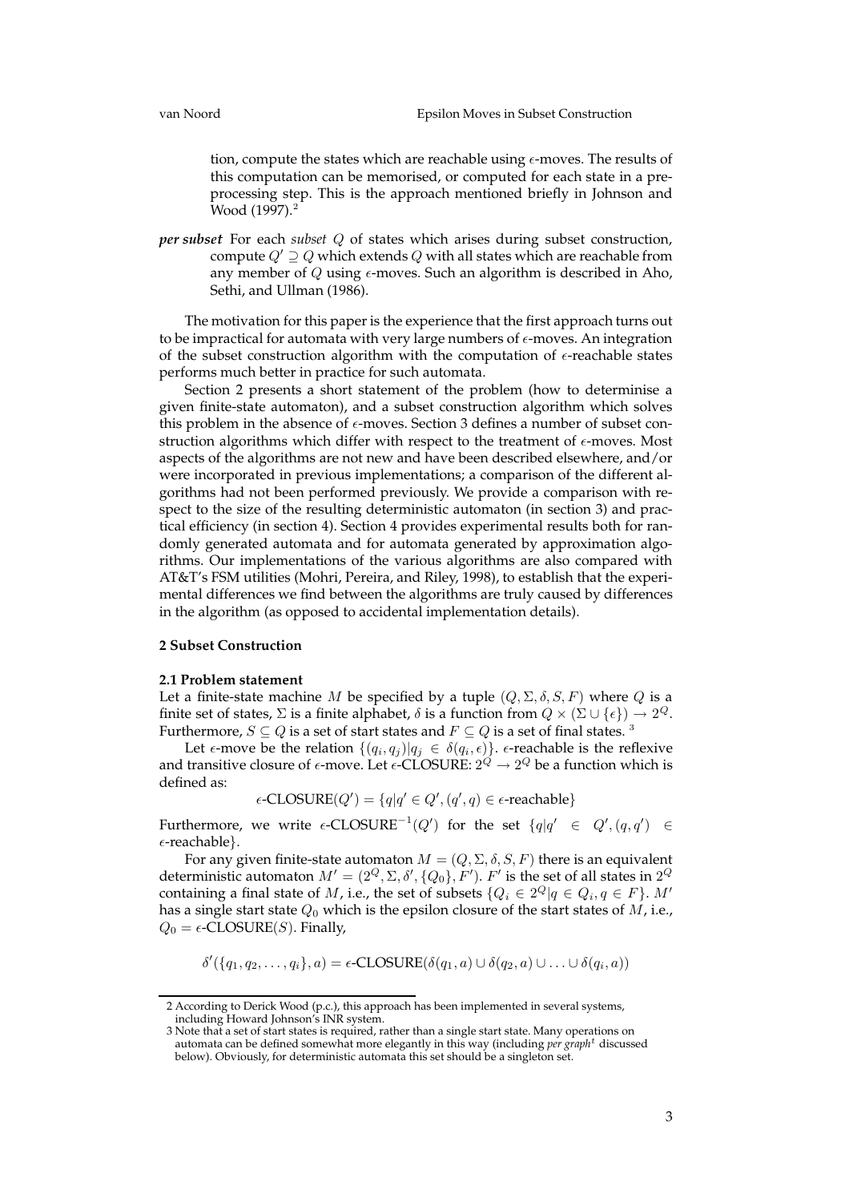tion, compute the states which are reachable using $\epsilon$-moves. The results of this computation can be memorised, or computed for each state in a preprocessing step. This is the approach mentioned briefly in Johnson and Wood (1997).[2]

***per subset*** For each *subset* $Q$ of states which arises during subset construction, compute $Q' \supseteq Q$ which extends $Q$ with all states which are reachable from any member of $Q$ using $\epsilon$-moves. Such an algorithm is described in Aho, Sethi, and Ullman (1986).

The motivation for this paper is the experience that the first approach turns out to be impractical for automata with very large numbers of $\epsilon$-moves. An integration of the subset construction algorithm with the computation of $\epsilon$-reachable states performs much better in practice for such automata.

Section 2 presents a short statement of the problem (how to determinise a given finite-state automaton), and a subset construction algorithm which solves this problem in the absence of $\epsilon$-moves. Section 3 defines a number of subset construction algorithms which differ with respect to the treatment of $\epsilon$-moves. Most aspects of the algorithms are not new and have been described elsewhere, and/or were incorporated in previous implementations; a comparison of the different algorithms had not been performed previously. We provide a comparison with respect to the size of the resulting deterministic automaton (in section 3) and practical efficiency (in section 4). Section 4 provides experimental results both for randomly generated automata and for automata generated by approximation algorithms. Our implementations of the various algorithms are also compared with AT&T's FSM utilities (Mohri, Pereira, and Riley, 1998), to establish that the experimental differences we find between the algorithms are truly caused by differences in the algorithm (as opposed to accidental implementation details).

## 2 Subset Construction

### 2.1 Problem statement

Let a finite-state machine $M$ be specified by a tuple $(Q, \Sigma, \delta, S, F)$ where $Q$ is a finite set of states, $\Sigma$ is a finite alphabet, $\delta$ is a function from $Q \times (\Sigma \cup \{\epsilon\}) \rightarrow 2^Q$. Furthermore, $S \subseteq Q$ is a set of start states and $F \subseteq Q$ is a set of final states.[3]

Let $\epsilon$-move be the relation $\{(q_i, q_j) | q_j \in \delta(q_i, \epsilon)\}$. $\epsilon$-reachable is the reflexive and transitive closure of $\epsilon$-move. Let $\epsilon$-CLOSURE: $2^Q \rightarrow 2^Q$ be a function which is defined as:

$$\epsilon\text{-CLOSURE}(Q') = \{q | q' \in Q', (q', q) \in \epsilon\text{-reachable}\}$$

Furthermore, we write $\epsilon\text{-CLOSURE}^{-1}(Q')$ for the set $\{q | q' \in Q', (q, q') \in \epsilon\text{-reachable}\}$.

For any given finite-state automaton $M = (Q, \Sigma, \delta, S, F)$ there is an equivalent deterministic automaton $M' = (2^Q, \Sigma, \delta', \{Q_0\}, F')$. $F'$ is the set of all states in $2^Q$ containing a final state of $M$, i.e., the set of subsets $\{Q_i \in 2^Q | q \in Q_i, q \in F\}$. $M'$ has a single start state $Q_0$ which is the epsilon closure of the start states of $M$, i.e., $Q_0 = \epsilon\text{-CLOSURE}(S)$. Finally,

$$\delta'(\{q_1, q_2, \ldots, q_i\}, a) = \epsilon\text{-CLOSURE}(\delta(q_1, a) \cup \delta(q_2, a) \cup \ldots \cup \delta(q_i, a))$$

---

2 According to Derick Wood (p.c.), this approach has been implemented in several systems, including Howard Johnson's INR system.

3 Note that a set of start states is required, rather than a single start state. Many operations on automata can be defined somewhat more elegantly in this way (including *per graph$^t$* discussed below). Obviously, for deterministic automata this set should be a singleton set.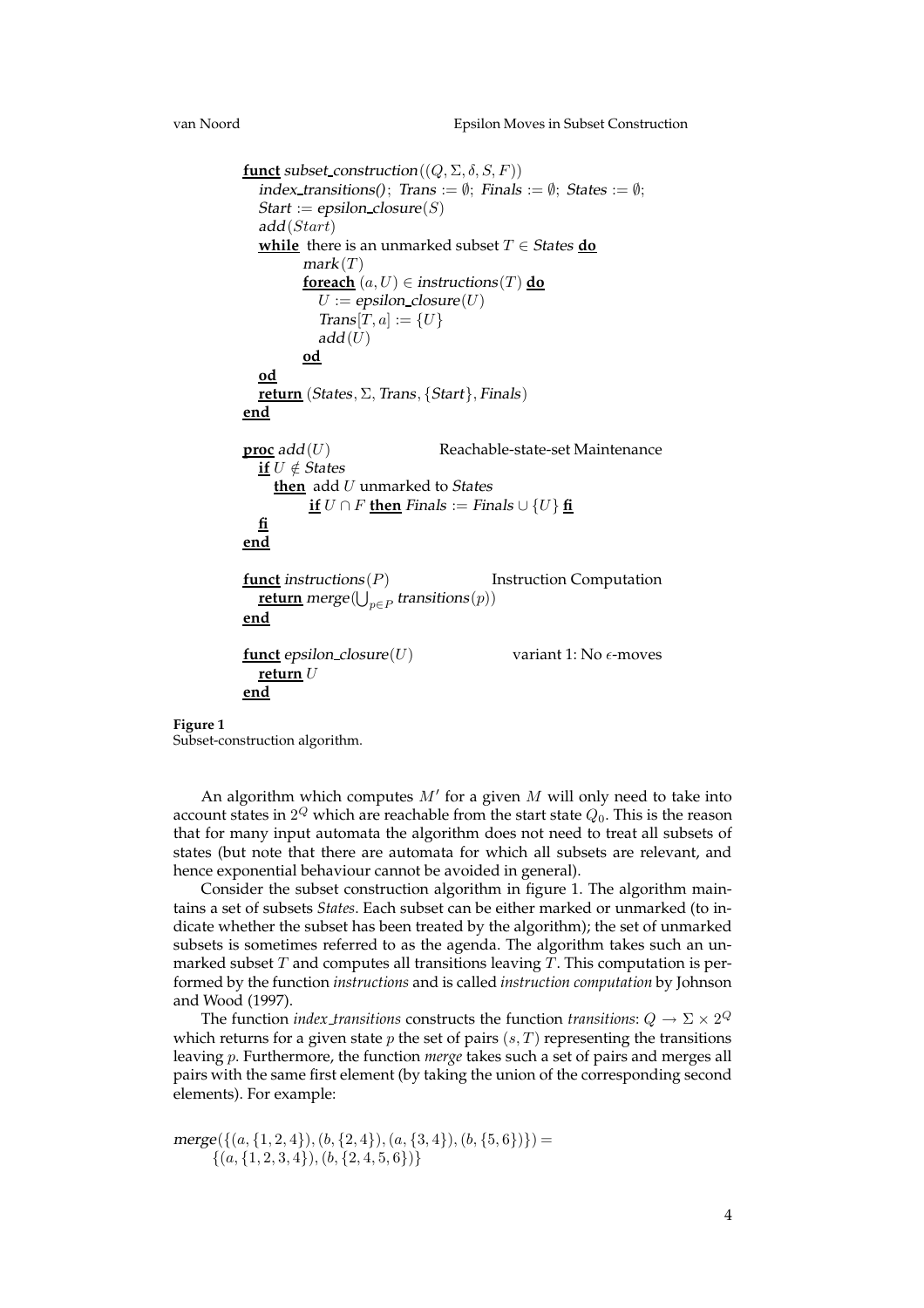```
funct subset_construction((Q, Σ, δ, S, F))
   index_transitions(); Trans := ∅; Finals := ∅; States := ∅;
   Start := epsilon_closure(S)
   add(Start)
   while there is an unmarked subset T ∈ States do
         mark(T)
         foreach (a, U) ∈ instructions(T) do
            U := epsilon_closure(U)
            Trans[T, a] := {U}
            add(U)
         od
   od
   return (States, Σ, Trans, {Start}, Finals)
end

proc add(U)                         Reachable-state-set Maintenance
   if U ∉ States
      then add U unmarked to States
           if U ∩ F then Finals := Finals ∪ {U} fi
   fi
end

funct instructions(P)                    Instruction Computation
   return merge(⋃_{p∈P} transitions(p))
end

funct epsilon_closure(U)                   variant 1: No ϵ-moves
   return U
end
```

**Figure 1**
Subset-construction algorithm.

An algorithm which computes $M'$ for a given $M$ will only need to take into account states in $2^Q$ which are reachable from the start state $Q_0$. This is the reason that for many input automata the algorithm does not need to treat all subsets of states (but note that there are automata for which all subsets are relevant, and hence exponential behaviour cannot be avoided in general).

Consider the subset construction algorithm in figure 1. The algorithm maintains a set of subsets *States*. Each subset can be either marked or unmarked (to indicate whether the subset has been treated by the algorithm); the set of unmarked subsets is sometimes referred to as the agenda. The algorithm takes such an unmarked subset $T$ and computes all transitions leaving $T$. This computation is performed by the function *instructions* and is called *instruction computation* by Johnson and Wood (1997).

The function *index_transitions* constructs the function *transitions*: $Q \rightarrow \Sigma \times 2^Q$ which returns for a given state $p$ the set of pairs $(s, T)$ representing the transitions leaving $p$. Furthermore, the function *merge* takes such a set of pairs and merges all pairs with the same first element (by taking the union of the corresponding second elements). For example:

$$
\mathit{merge}(\{(a,\{1,2,4\}),(b,\{2,4\}),(a,\{3,4\}),(b,\{5,6\})\}) = \\
\{(a,\{1,2,3,4\}),(b,\{2,4,5,6\})\}
$$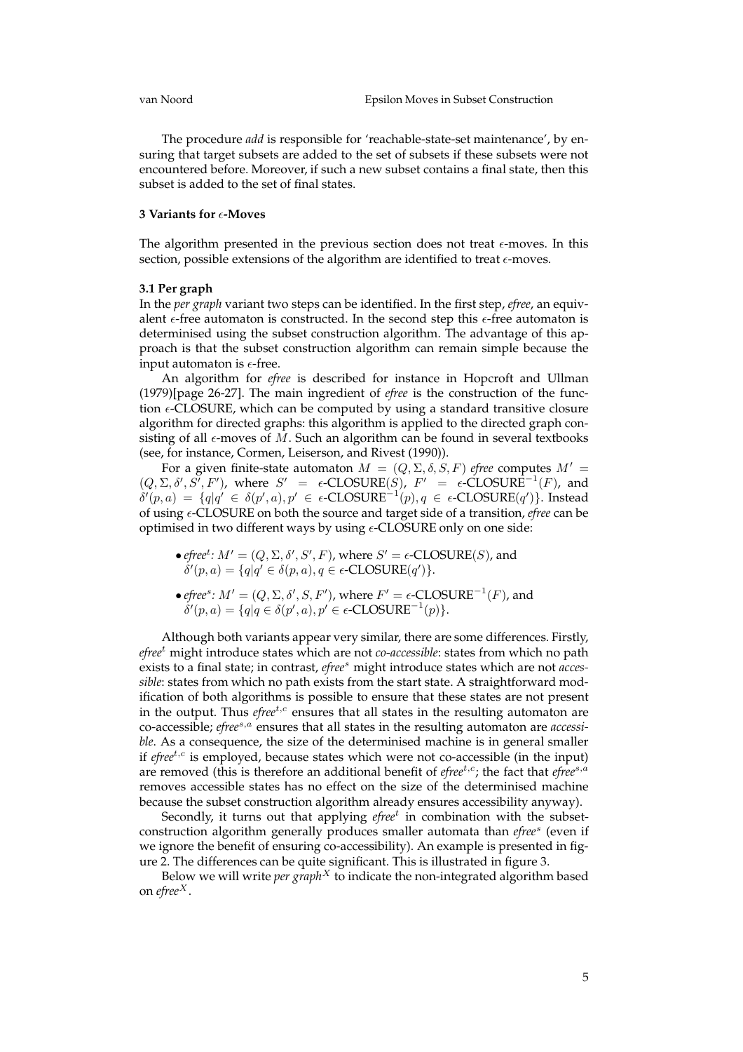The procedure *add* is responsible for 'reachable-state-set maintenance', by ensuring that target subsets are added to the set of subsets if these subsets were not encountered before. Moreover, if such a new subset contains a final state, then this subset is added to the set of final states.

## 3 Variants for $\epsilon$-Moves

The algorithm presented in the previous section does not treat $\epsilon$-moves. In this section, possible extensions of the algorithm are identified to treat $\epsilon$-moves.

### 3.1 Per graph

In the *per graph* variant two steps can be identified. In the first step, *efree*, an equivalent $\epsilon$-free automaton is constructed. In the second step this $\epsilon$-free automaton is determinised using the subset construction algorithm. The advantage of this approach is that the subset construction algorithm can remain simple because the input automaton is $\epsilon$-free.

An algorithm for *efree* is described for instance in Hopcroft and Ullman (1979)[page 26-27]. The main ingredient of *efree* is the construction of the function $\epsilon$-CLOSURE, which can be computed by using a standard transitive closure algorithm for directed graphs: this algorithm is applied to the directed graph consisting of all $\epsilon$-moves of $M$. Such an algorithm can be found in several textbooks (see, for instance, Cormen, Leiserson, and Rivest (1990)).

For a given finite-state automaton $M = (Q, \Sigma, \delta, S, F)$ *efree* computes $M' = (Q, \Sigma, \delta', S', F')$, where $S' = \epsilon\text{-CLOSURE}(S)$, $F' = \epsilon\text{-CLOSURE}^{-1}(F)$, and $\delta'(p, a) = \{q | q' \in \delta(p', a), p' \in \epsilon\text{-CLOSURE}^{-1}(p), q \in \epsilon\text{-CLOSURE}(q')\}$. Instead of using $\epsilon$-CLOSURE on both the source and target side of a transition, *efree* can be optimised in two different ways by using $\epsilon$-CLOSURE only on one side:

- *efree*$^t$: $M' = (Q, \Sigma, \delta', S', F)$, where $S' = \epsilon\text{-CLOSURE}(S)$, and $\delta'(p, a) = \{q | q' \in \delta(p, a), q \in \epsilon\text{-CLOSURE}(q')\}$.
- *efree*$^s$: $M' = (Q, \Sigma, \delta', S, F')$, where $F' = \epsilon\text{-CLOSURE}^{-1}(F)$, and $\delta'(p, a) = \{q | q \in \delta(p', a), p' \in \epsilon\text{-CLOSURE}^{-1}(p)\}$.

Although both variants appear very similar, there are some differences. Firstly, *efree*$^t$ might introduce states which are not *co-accessible*: states from which no path exists to a final state; in contrast, *efree*$^s$ might introduce states which are not *accessible*: states from which no path exists from the start state. A straightforward modification of both algorithms is possible to ensure that these states are not present in the output. Thus *efree*$^{t,c}$ ensures that all states in the resulting automaton are co-accessible; *efree*$^{s,a}$ ensures that all states in the resulting automaton are *accessible*. As a consequence, the size of the determinised machine is in general smaller if *efree*$^{t,c}$ is employed, because states which were not co-accessible (in the input) are removed (this is therefore an additional benefit of *efree*$^{t,c}$; the fact that *efree*$^{s,a}$ removes accessible states has no effect on the size of the determinised machine because the subset construction algorithm already ensures accessibility anyway).

Secondly, it turns out that applying *efree*$^t$ in combination with the subset-construction algorithm generally produces smaller automata than *efree*$^s$ (even if we ignore the benefit of ensuring co-accessibility). An example is presented in figure 2. The differences can be quite significant. This is illustrated in figure 3.

Below we will write *per graph*$^X$ to indicate the non-integrated algorithm based on *efree*$^X$.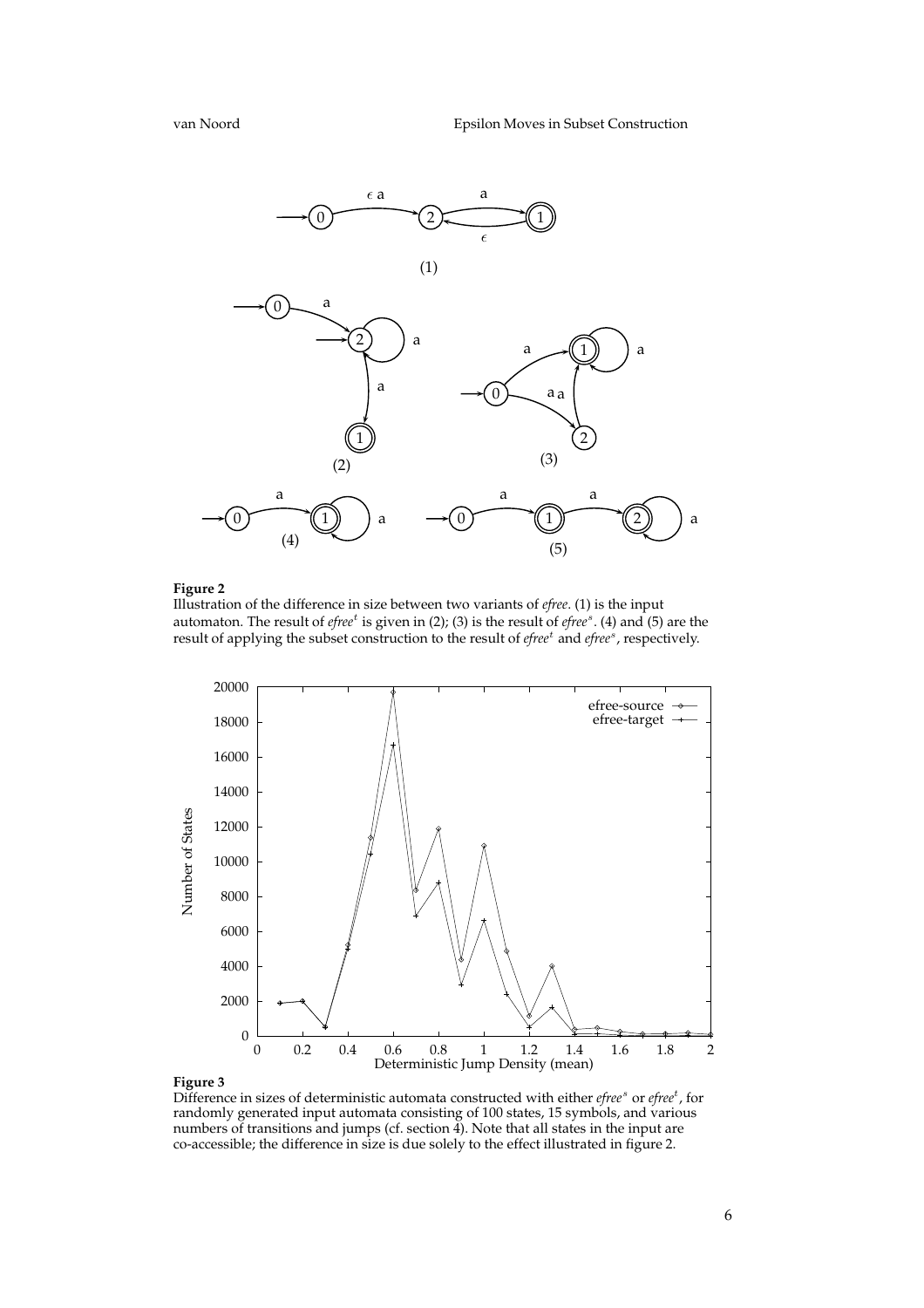**Figure 2**
Illustration of the difference in size between two variants of *efree*. (1) is the input automaton. The result of $efree^t$ is given in (2); (3) is the result of $efree^s$. (4) and (5) are the result of applying the subset construction to the result of $efree^t$ and $efree^s$, respectively.

**Figure 3**
Difference in sizes of deterministic automata constructed with either $efree^s$ or $efree^t$, for randomly generated input automata consisting of 100 states, 15 symbols, and various numbers of transitions and jumps (cf. section 4). Note that all states in the input are co-accessible; the difference in size is due solely to the effect illustrated in figure 2.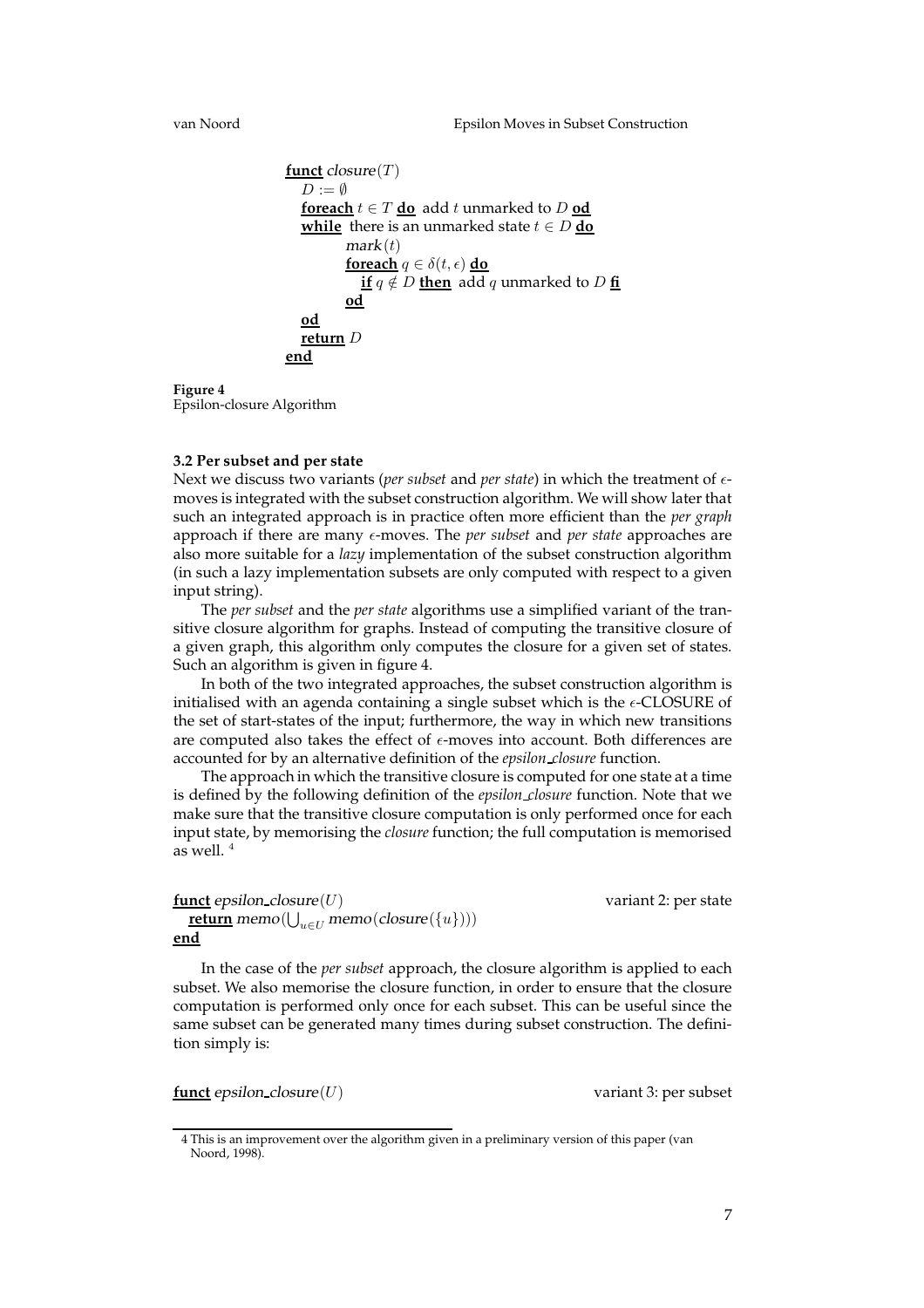```
funct closure(T)
   D := ∅
   foreach t ∈ T do  add t unmarked to D od
   while  there is an unmarked state t ∈ D do
         mark(t)
         foreach q ∈ δ(t, ϵ) do
            if q ∉ D then  add q unmarked to D fi
         od
   od
   return D
end
```

**Figure 4**
Epsilon-closure Algorithm

### 3.2 Per subset and per state

Next we discuss two variants (*per subset* and *per state*) in which the treatment of $\epsilon$-moves is integrated with the subset construction algorithm. We will show later that such an integrated approach is in practice often more efficient than the *per graph* approach if there are many $\epsilon$-moves. The *per subset* and *per state* approaches are also more suitable for a *lazy* implementation of the subset construction algorithm (in such a lazy implementation subsets are only computed with respect to a given input string).

The *per subset* and the *per state* algorithms use a simplified variant of the transitive closure algorithm for graphs. Instead of computing the transitive closure of a given graph, this algorithm only computes the closure for a given set of states. Such an algorithm is given in figure 4.

In both of the two integrated approaches, the subset construction algorithm is initialised with an agenda containing a single subset which is the $\epsilon$-CLOSURE of the set of start-states of the input; furthermore, the way in which new transitions are computed also takes the effect of $\epsilon$-moves into account. Both differences are accounted for by an alternative definition of the *epsilon_closure* function.

The approach in which the transitive closure is computed for one state at a time is defined by the following definition of the *epsilon_closure* function. Note that we make sure that the transitive closure computation is only performed once for each input state, by memorising the *closure* function; the full computation is memorised as well. [4]

```
funct epsilon_closure(U)                                    variant 2: per state
   return memo(⋃_{u∈U} memo(closure({u})))
end
```

In the case of the *per subset* approach, the closure algorithm is applied to each subset. We also memorise the closure function, in order to ensure that the closure computation is performed only once for each subset. This can be useful since the same subset can be generated many times during subset construction. The definition simply is:

```
funct epsilon_closure(U)                                    variant 3: per subset
```

---

4 This is an improvement over the algorithm given in a preliminary version of this paper (van Noord, 1998).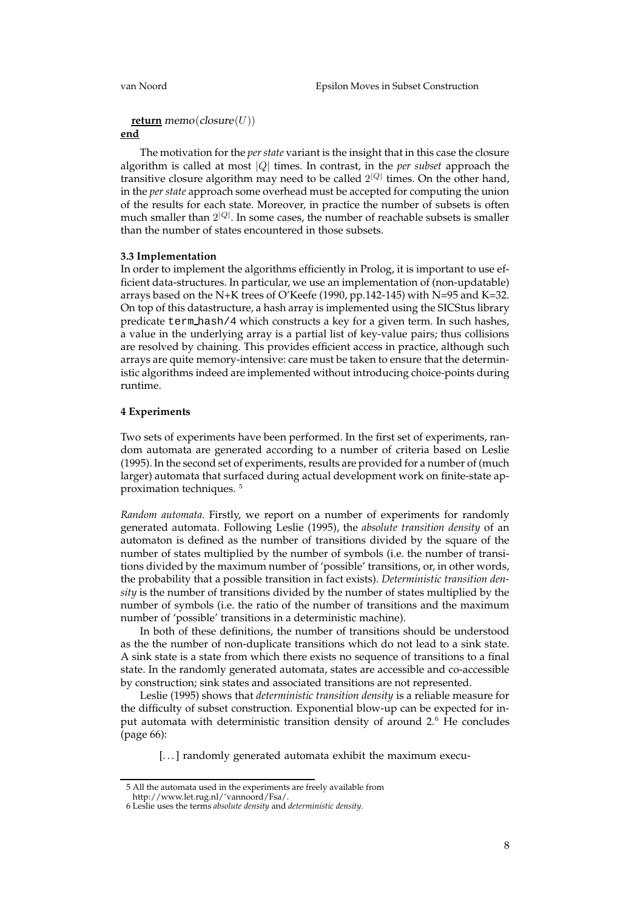**return** *memo*(*closure*($U$))
**end**

The motivation for the *per state* variant is the insight that in this case the closure algorithm is called at most $|Q|$ times. In contrast, in the *per subset* approach the transitive closure algorithm may need to be called $2^{|Q|}$ times. On the other hand, in the *per state* approach some overhead must be accepted for computing the union of the results for each state. Moreover, in practice the number of subsets is often much smaller than $2^{|Q|}$. In some cases, the number of reachable subsets is smaller than the number of states encountered in those subsets.

### 3.3 Implementation

In order to implement the algorithms efficiently in Prolog, it is important to use efficient data-structures. In particular, we use an implementation of (non-updatable) arrays based on the N+K trees of O'Keefe (1990, pp.142-145) with N=95 and K=32. On top of this datastructure, a hash array is implemented using the SICStus library predicate `term_hash/4` which constructs a key for a given term. In such hashes, a value in the underlying array is a partial list of key-value pairs; thus collisions are resolved by chaining. This provides efficient access in practice, although such arrays are quite memory-intensive: care must be taken to ensure that the deterministic algorithms indeed are implemented without introducing choice-points during runtime.

## 4 Experiments

Two sets of experiments have been performed. In the first set of experiments, random automata are generated according to a number of criteria based on Leslie (1995). In the second set of experiments, results are provided for a number of (much larger) automata that surfaced during actual development work on finite-state approximation techniques. [5]

*Random automata.* Firstly, we report on a number of experiments for randomly generated automata. Following Leslie (1995), the *absolute transition density* of an automaton is defined as the number of transitions divided by the square of the number of states multiplied by the number of symbols (i.e. the number of transitions divided by the maximum number of 'possible' transitions, or, in other words, the probability that a possible transition in fact exists). *Deterministic transition density* is the number of transitions divided by the number of states multiplied by the number of symbols (i.e. the ratio of the number of transitions and the maximum number of 'possible' transitions in a deterministic machine).

In both of these definitions, the number of transitions should be understood as the the number of non-duplicate transitions which do not lead to a sink state. A sink state is a state from which there exists no sequence of transitions to a final state. In the randomly generated automata, states are accessible and co-accessible by construction; sink states and associated transitions are not represented.

Leslie (1995) shows that *deterministic transition density* is a reliable measure for the difficulty of subset construction. Exponential blow-up can be expected for input automata with deterministic transition density of around 2.[6] He concludes (page 66):

> [. . . ] randomly generated automata exhibit the maximum execu-

[5] All the automata used in the experiments are freely available from http://www.let.rug.nl/~vannoord/Fsa/.

[6] Leslie uses the terms *absolute density* and *deterministic density*.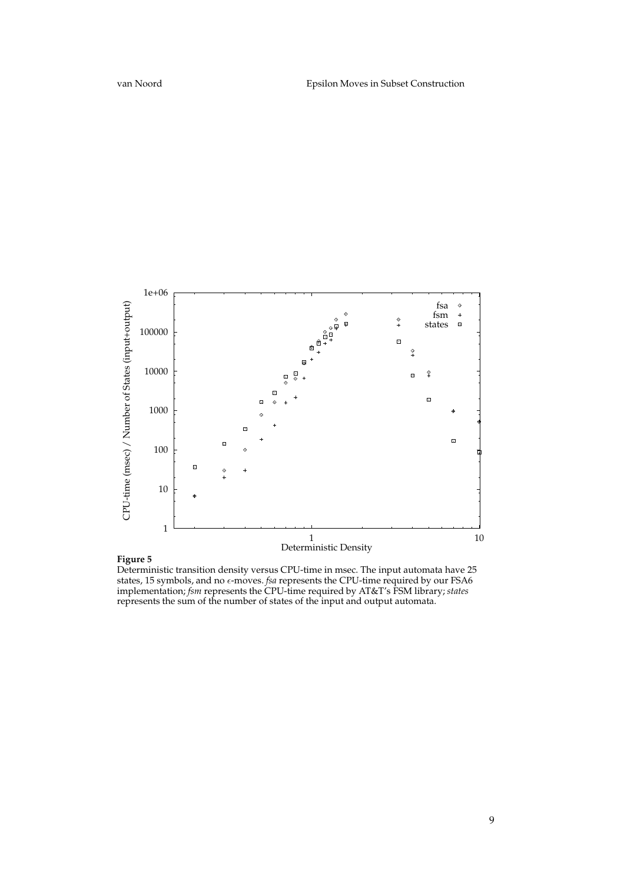**Figure 5**
Deterministic transition density versus CPU-time in msec. The input automata have 25 states, 15 symbols, and no $\epsilon$-moves. *fsa* represents the CPU-time required by our FSA6 implementation; *fsm* represents the CPU-time required by AT&T's FSM library; *states* represents the sum of the number of states of the input and output automata.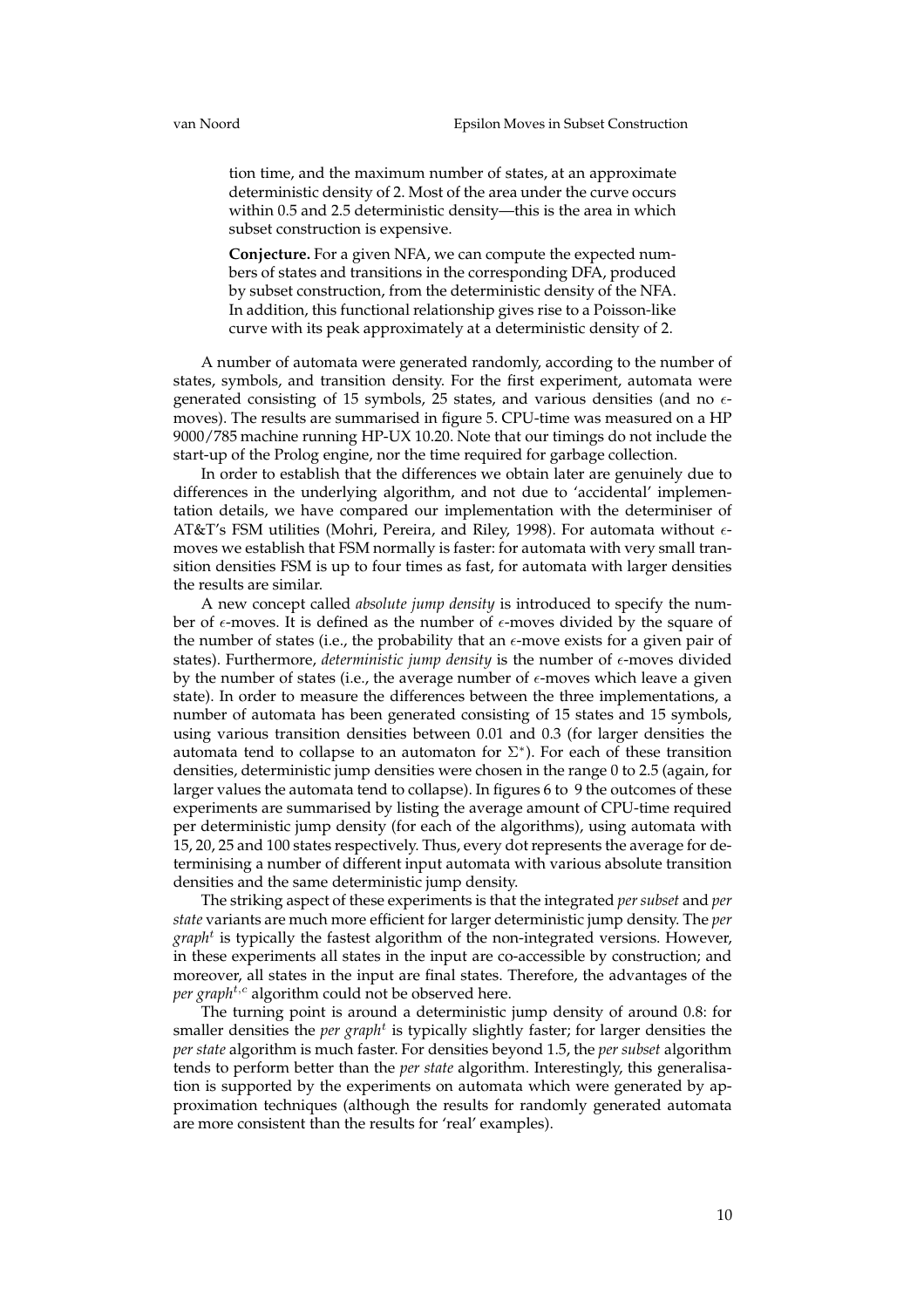> tion time, and the maximum number of states, at an approximate deterministic density of 2. Most of the area under the curve occurs within 0.5 and 2.5 deterministic density—this is the area in which subset construction is expensive.
>
> **Conjecture.** For a given NFA, we can compute the expected numbers of states and transitions in the corresponding DFA, produced by subset construction, from the deterministic density of the NFA. In addition, this functional relationship gives rise to a Poisson-like curve with its peak approximately at a deterministic density of 2.

A number of automata were generated randomly, according to the number of states, symbols, and transition density. For the first experiment, automata were generated consisting of 15 symbols, 25 states, and various densities (and no $\epsilon$-moves). The results are summarised in figure 5. CPU-time was measured on a HP 9000/785 machine running HP-UX 10.20. Note that our timings do not include the start-up of the Prolog engine, nor the time required for garbage collection.

In order to establish that the differences we obtain later are genuinely due to differences in the underlying algorithm, and not due to 'accidental' implementation details, we have compared our implementation with the determiniser of AT&T's FSM utilities (Mohri, Pereira, and Riley, 1998). For automata without $\epsilon$-moves we establish that FSM normally is faster: for automata with very small transition densities FSM is up to four times as fast, for automata with larger densities the results are similar.

A new concept called *absolute jump density* is introduced to specify the number of $\epsilon$-moves. It is defined as the number of $\epsilon$-moves divided by the square of the number of states (i.e., the probability that an $\epsilon$-move exists for a given pair of states). Furthermore, *deterministic jump density* is the number of $\epsilon$-moves divided by the number of states (i.e., the average number of $\epsilon$-moves which leave a given state). In order to measure the differences between the three implementations, a number of automata has been generated consisting of 15 states and 15 symbols, using various transition densities between 0.01 and 0.3 (for larger densities the automata tend to collapse to an automaton for $\Sigma^*$). For each of these transition densities, deterministic jump densities were chosen in the range 0 to 2.5 (again, for larger values the automata tend to collapse). In figures 6 to 9 the outcomes of these experiments are summarised by listing the average amount of CPU-time required per deterministic jump density (for each of the algorithms), using automata with 15, 20, 25 and 100 states respectively. Thus, every dot represents the average for determinising a number of different input automata with various absolute transition densities and the same deterministic jump density.

The striking aspect of these experiments is that the integrated *per subset* and *per state* variants are much more efficient for larger deterministic jump density. The *per graph*$^t$ is typically the fastest algorithm of the non-integrated versions. However, in these experiments all states in the input are co-accessible by construction; and moreover, all states in the input are final states. Therefore, the advantages of the *per graph*$^{t,c}$ algorithm could not be observed here.

The turning point is around a deterministic jump density of around 0.8: for smaller densities the *per graph*$^t$ is typically slightly faster; for larger densities the *per state* algorithm is much faster. For densities beyond 1.5, the *per subset* algorithm tends to perform better than the *per state* algorithm. Interestingly, this generalisation is supported by the experiments on automata which were generated by approximation techniques (although the results for randomly generated automata are more consistent than the results for 'real' examples).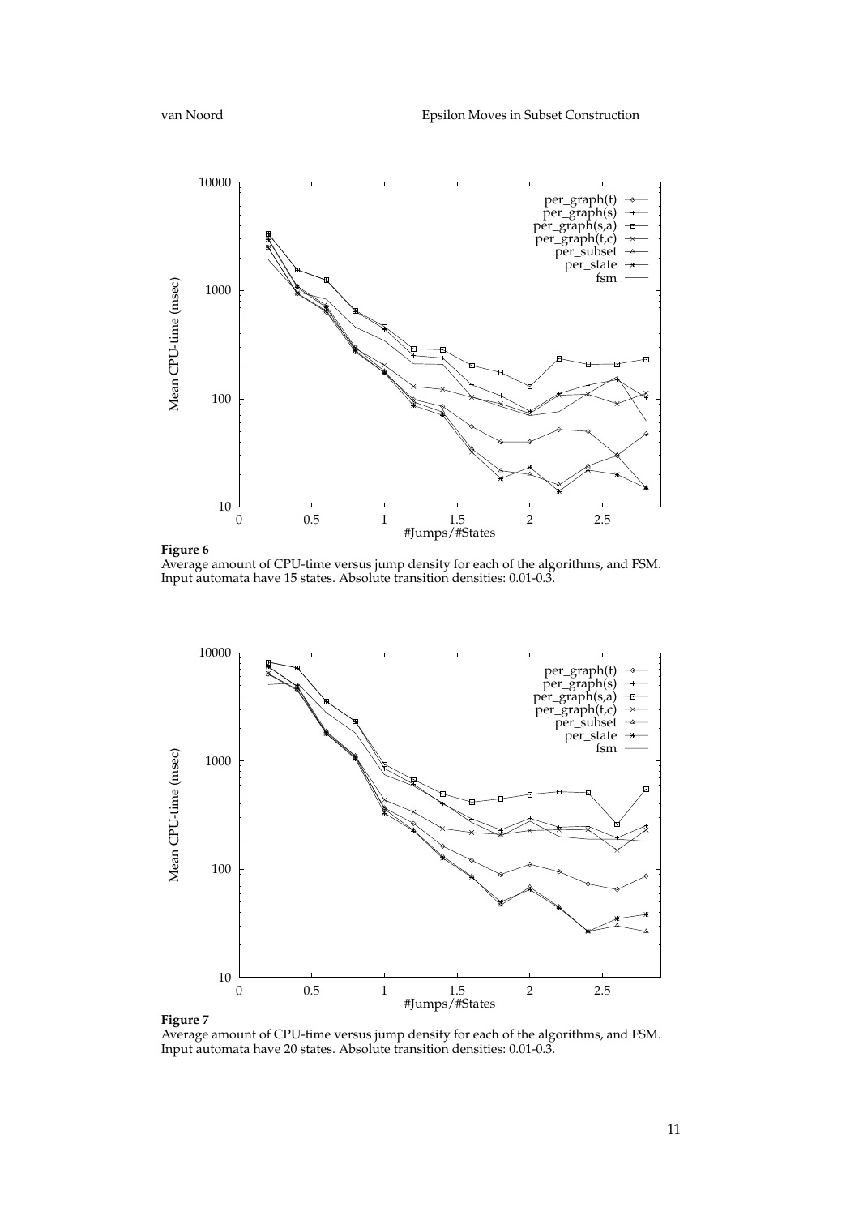**Figure 6**
Average amount of CPU-time versus jump density for each of the algorithms, and FSM. Input automata have 15 states. Absolute transition densities: 0.01-0.3.

**Figure 7**
Average amount of CPU-time versus jump density for each of the algorithms, and FSM. Input automata have 20 states. Absolute transition densities: 0.01-0.3.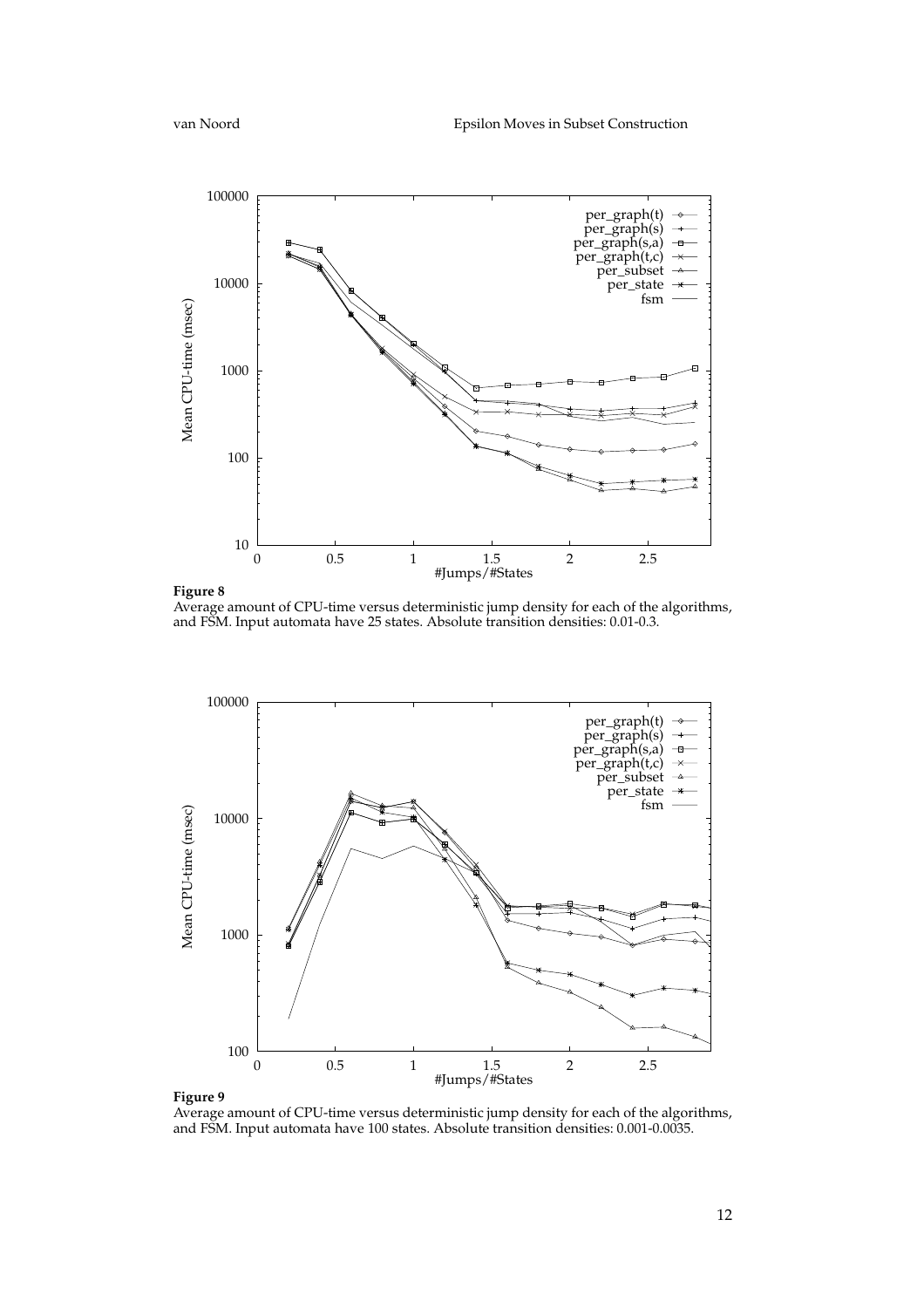**Figure 8**
Average amount of CPU-time versus deterministic jump density for each of the algorithms, and FSM. Input automata have 25 states. Absolute transition densities: 0.01-0.3.

**Figure 9**
Average amount of CPU-time versus deterministic jump density for each of the algorithms, and FSM. Input automata have 100 states. Absolute transition densities: 0.001-0.0035.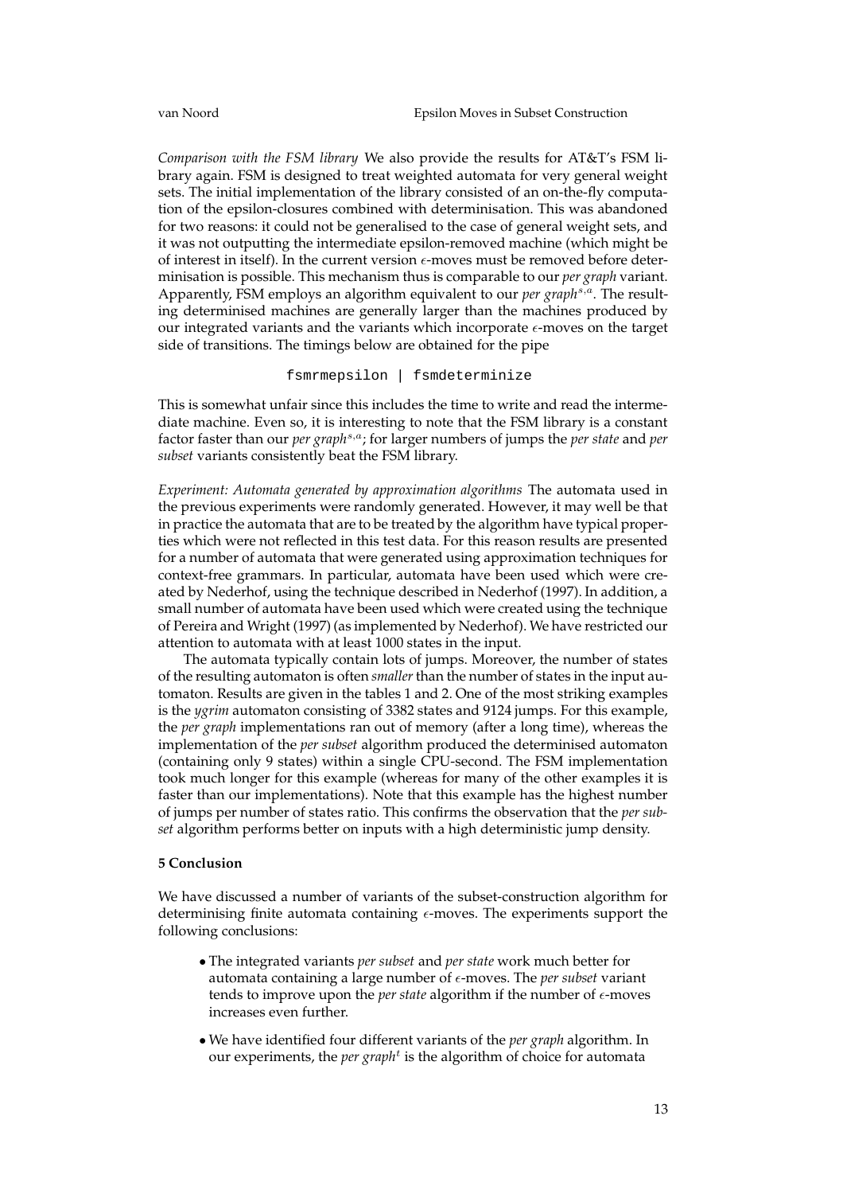*Comparison with the FSM library* We also provide the results for AT&T's FSM library again. FSM is designed to treat weighted automata for very general weight sets. The initial implementation of the library consisted of an on-the-fly computation of the epsilon-closures combined with determinisation. This was abandoned for two reasons: it could not be generalised to the case of general weight sets, and it was not outputting the intermediate epsilon-removed machine (which might be of interest in itself). In the current version $\epsilon$-moves must be removed before determinisation is possible. This mechanism thus is comparable to our *per graph* variant. Apparently, FSM employs an algorithm equivalent to our *per graph*$^{s,a}$. The resulting determinised machines are generally larger than the machines produced by our integrated variants and the variants which incorporate $\epsilon$-moves on the target side of transitions. The timings below are obtained for the pipe

```
fsmrmepsilon | fsmdeterminize
```

This is somewhat unfair since this includes the time to write and read the intermediate machine. Even so, it is interesting to note that the FSM library is a constant factor faster than our *per graph*$^{s,a}$; for larger numbers of jumps the *per state* and *per subset* variants consistently beat the FSM library.

*Experiment: Automata generated by approximation algorithms* The automata used in the previous experiments were randomly generated. However, it may well be that in practice the automata that are to be treated by the algorithm have typical properties which were not reflected in this test data. For this reason results are presented for a number of automata that were generated using approximation techniques for context-free grammars. In particular, automata have been used which were created by Nederhof, using the technique described in Nederhof (1997). In addition, a small number of automata have been used which were created using the technique of Pereira and Wright (1997) (as implemented by Nederhof). We have restricted our attention to automata with at least 1000 states in the input.

The automata typically contain lots of jumps. Moreover, the number of states of the resulting automaton is often *smaller* than the number of states in the input automaton. Results are given in the tables 1 and 2. One of the most striking examples is the *ygrim* automaton consisting of 3382 states and 9124 jumps. For this example, the *per graph* implementations ran out of memory (after a long time), whereas the implementation of the *per subset* algorithm produced the determinised automaton (containing only 9 states) within a single CPU-second. The FSM implementation took much longer for this example (whereas for many of the other examples it is faster than our implementations). Note that this example has the highest number of jumps per number of states ratio. This confirms the observation that the *per subset* algorithm performs better on inputs with a high deterministic jump density.

## 5 Conclusion

We have discussed a number of variants of the subset-construction algorithm for determinising finite automata containing $\epsilon$-moves. The experiments support the following conclusions:

- The integrated variants *per subset* and *per state* work much better for automata containing a large number of $\epsilon$-moves. The *per subset* variant tends to improve upon the *per state* algorithm if the number of $\epsilon$-moves increases even further.
- We have identified four different variants of the *per graph* algorithm. In our experiments, the *per graph*$^{t}$ is the algorithm of choice for automata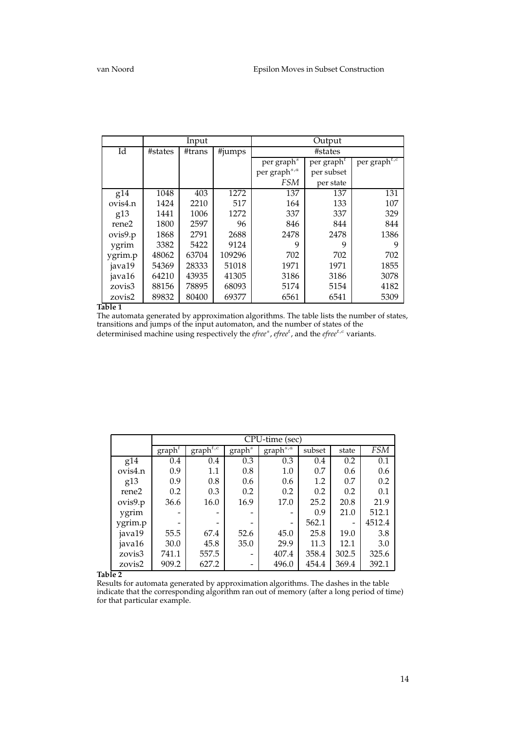| | Input | | | Output | | |
|---|---|---|---|---|---|---|
| Id | #states | #trans | #jumps | #states | | |
| | | | | per graph$^s$ per graph$^{s,a}$ *FSM* | per graph$^t$ per subset per state | per graph$^{t,c}$ |
| g14 | 1048 | 403 | 1272 | 137 | 137 | 131 |
| ovis4.n | 1424 | 2210 | 517 | 164 | 133 | 107 |
| g13 | 1441 | 1006 | 1272 | 337 | 337 | 329 |
| rene2 | 1800 | 2597 | 96 | 846 | 844 | 844 |
| ovis9.p | 1868 | 2791 | 2688 | 2478 | 2478 | 1386 |
| ygrim | 3382 | 5422 | 9124 | 9 | 9 | 9 |
| ygrim.p | 48062 | 63704 | 109296 | 702 | 702 | 702 |
| java19 | 54369 | 28333 | 51018 | 1971 | 1971 | 1855 |
| java16 | 64210 | 43935 | 41305 | 3186 | 3186 | 3078 |
| zovis3 | 88156 | 78895 | 68093 | 5174 | 5154 | 4182 |
| zovis2 | 89832 | 80400 | 69377 | 6561 | 6541 | 5309 |

**Table 1**
The automata generated by approximation algorithms. The table lists the number of states, transitions and jumps of the input automaton, and the number of states of the determinised machine using respectively the *efree*$^s$, *efree*$^t$, and the *efree*$^{t,c}$ variants.

| | CPU-time (sec) | | | | | | |
|---|---|---|---|---|---|---|---|
| | graph$^t$ | graph$^{t,c}$ | graph$^s$ | graph$^{s,a}$ | subset | state | *FSM* |
| g14 | 0.4 | 0.4 | 0.3 | 0.3 | 0.4 | 0.2 | 0.1 |
| ovis4.n | 0.9 | 1.1 | 0.8 | 1.0 | 0.7 | 0.6 | 0.6 |
| g13 | 0.9 | 0.8 | 0.6 | 0.6 | 1.2 | 0.7 | 0.2 |
| rene2 | 0.2 | 0.3 | 0.2 | 0.2 | 0.2 | 0.2 | 0.1 |
| ovis9.p | 36.6 | 16.0 | 16.9 | 17.0 | 25.2 | 20.8 | 21.9 |
| ygrim | - | - | - | - | 0.9 | 21.0 | 512.1 |
| ygrim.p | - | - | - | - | 562.1 | - | 4512.4 |
| java19 | 55.5 | 67.4 | 52.6 | 45.0 | 25.8 | 19.0 | 3.8 |
| java16 | 30.0 | 45.8 | 35.0 | 29.9 | 11.3 | 12.1 | 3.0 |
| zovis3 | 741.1 | 557.5 | - | 407.4 | 358.4 | 302.5 | 325.6 |
| zovis2 | 909.2 | 627.2 | - | 496.0 | 454.4 | 369.4 | 392.1 |

**Table 2**
Results for automata generated by approximation algorithms. The dashes in the table indicate that the corresponding algorithm ran out of memory (after a long period of time) for that particular example.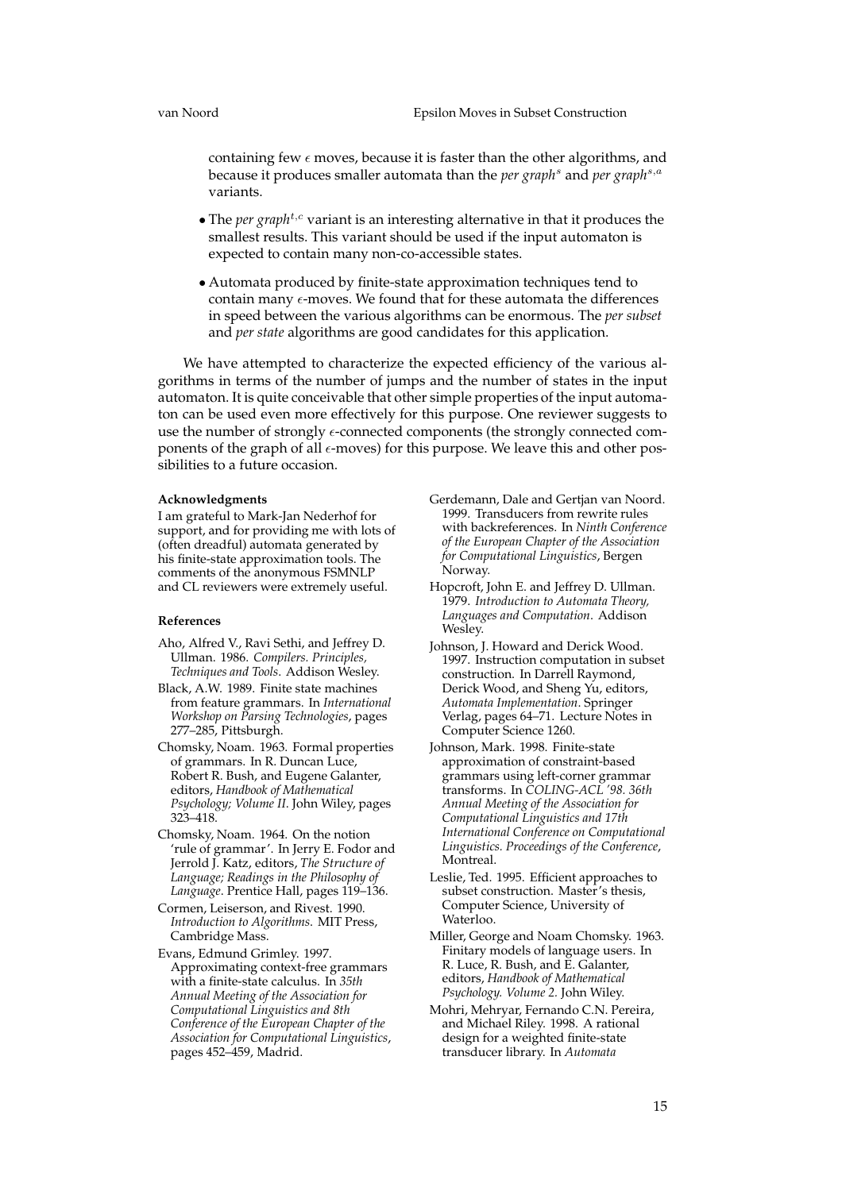containing few $\epsilon$ moves, because it is faster than the other algorithms, and because it produces smaller automata than the *per graph*$^{s}$ and *per graph*$^{s,a}$ variants.

- The *per graph*$^{t,c}$ variant is an interesting alternative in that it produces the smallest results. This variant should be used if the input automaton is expected to contain many non-co-accessible states.
- Automata produced by finite-state approximation techniques tend to contain many $\epsilon$-moves. We found that for these automata the differences in speed between the various algorithms can be enormous. The *per subset* and *per state* algorithms are good candidates for this application.

We have attempted to characterize the expected efficiency of the various algorithms in terms of the number of jumps and the number of states in the input automaton. It is quite conceivable that other simple properties of the input automaton can be used even more effectively for this purpose. One reviewer suggests to use the number of strongly $\epsilon$-connected components (the strongly connected components of the graph of all $\epsilon$-moves) for this purpose. We leave this and other possibilities to a future occasion.

#### Acknowledgments

I am grateful to Mark-Jan Nederhof for support, and for providing me with lots of (often dreadful) automata generated by his finite-state approximation tools. The comments of the anonymous FSMNLP and CL reviewers were extremely useful.

#### References

Aho, Alfred V., Ravi Sethi, and Jeffrey D. Ullman. 1986. *Compilers. Principles, Techniques and Tools*. Addison Wesley.

Black, A.W. 1989. Finite state machines from feature grammars. In *International Workshop on Parsing Technologies*, pages 277–285, Pittsburgh.

Chomsky, Noam. 1963. Formal properties of grammars. In R. Duncan Luce, Robert R. Bush, and Eugene Galanter, editors, *Handbook of Mathematical Psychology; Volume II*. John Wiley, pages 323–418.

Chomsky, Noam. 1964. On the notion 'rule of grammar'. In Jerry E. Fodor and Jerrold J. Katz, editors, *The Structure of Language; Readings in the Philosophy of Language*. Prentice Hall, pages 119–136.

Cormen, Leiserson, and Rivest. 1990. *Introduction to Algorithms*. MIT Press, Cambridge Mass.

Evans, Edmund Grimley. 1997. Approximating context-free grammars with a finite-state calculus. In *35th Annual Meeting of the Association for Computational Linguistics and 8th Conference of the European Chapter of the Association for Computational Linguistics*, pages 452–459, Madrid.

Gerdemann, Dale and Gertjan van Noord. 1999. Transducers from rewrite rules with backreferences. In *Ninth Conference of the European Chapter of the Association for Computational Linguistics*, Bergen Norway.

Hopcroft, John E. and Jeffrey D. Ullman. 1979. *Introduction to Automata Theory, Languages and Computation*. Addison Wesley.

Johnson, J. Howard and Derick Wood. 1997. Instruction computation in subset construction. In Darrell Raymond, Derick Wood, and Sheng Yu, editors, *Automata Implementation*. Springer Verlag, pages 64–71. Lecture Notes in Computer Science 1260.

Johnson, Mark. 1998. Finite-state approximation of constraint-based grammars using left-corner grammar transforms. In *COLING-ACL '98. 36th Annual Meeting of the Association for Computational Linguistics and 17th International Conference on Computational Linguistics. Proceedings of the Conference*, Montreal.

Leslie, Ted. 1995. Efficient approaches to subset construction. Master's thesis, Computer Science, University of Waterloo.

Miller, George and Noam Chomsky. 1963. Finitary models of language users. In R. Luce, R. Bush, and E. Galanter, editors, *Handbook of Mathematical Psychology. Volume 2*. John Wiley.

Mohri, Mehryar, Fernando C.N. Pereira, and Michael Riley. 1998. A rational design for a weighted finite-state transducer library. In *Automata*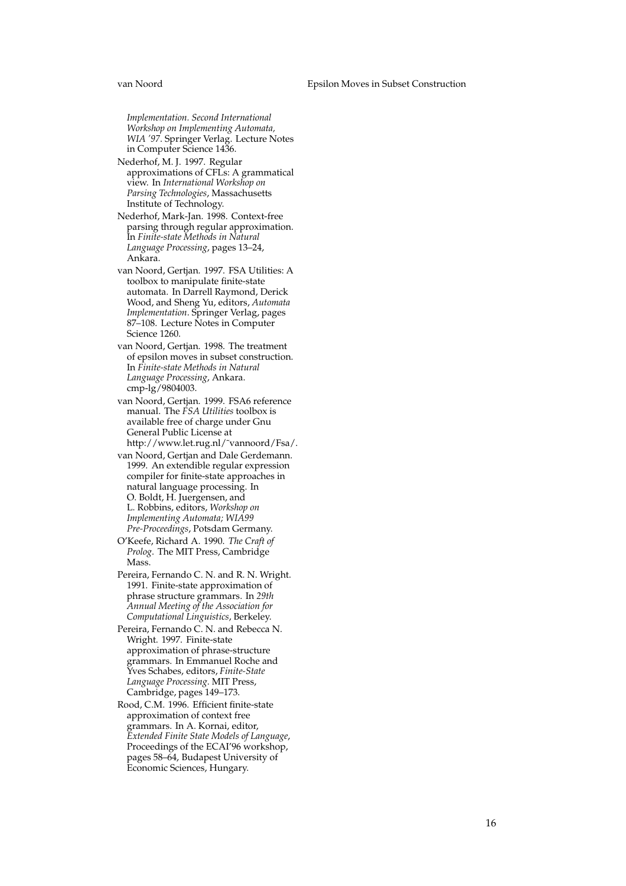*Implementation. Second International Workshop on Implementing Automata, WIA '97*. Springer Verlag. Lecture Notes in Computer Science 1436.

Nederhof, M. J. 1997. Regular approximations of CFLs: A grammatical view. In *International Workshop on Parsing Technologies*, Massachusetts Institute of Technology.

Nederhof, Mark-Jan. 1998. Context-free parsing through regular approximation. In *Finite-state Methods in Natural Language Processing*, pages 13–24, Ankara.

van Noord, Gertjan. 1997. FSA Utilities: A toolbox to manipulate finite-state automata. In Darrell Raymond, Derick Wood, and Sheng Yu, editors, *Automata Implementation*. Springer Verlag, pages 87–108. Lecture Notes in Computer Science 1260.

van Noord, Gertjan. 1998. The treatment of epsilon moves in subset construction. In *Finite-state Methods in Natural Language Processing*, Ankara. cmp-lg/9804003.

van Noord, Gertjan. 1999. FSA6 reference manual. The *FSA Utilities* toolbox is available free of charge under Gnu General Public License at http://www.let.rug.nl/˜vannoord/Fsa/.

van Noord, Gertjan and Dale Gerdemann. 1999. An extendible regular expression compiler for finite-state approaches in natural language processing. In O. Boldt, H. Juergensen, and L. Robbins, editors, *Workshop on Implementing Automata; WIA99 Pre-Proceedings*, Potsdam Germany.

O'Keefe, Richard A. 1990. *The Craft of Prolog*. The MIT Press, Cambridge Mass.

Pereira, Fernando C. N. and R. N. Wright. 1991. Finite-state approximation of phrase structure grammars. In *29th Annual Meeting of the Association for Computational Linguistics*, Berkeley.

Pereira, Fernando C. N. and Rebecca N. Wright. 1997. Finite-state approximation of phrase-structure grammars. In Emmanuel Roche and Yves Schabes, editors, *Finite-State Language Processing*. MIT Press, Cambridge, pages 149–173.

Rood, C.M. 1996. Efficient finite-state approximation of context free grammars. In A. Kornai, editor, *Extended Finite State Models of Language*, Proceedings of the ECAI'96 workshop, pages 58–64, Budapest University of Economic Sciences, Hungary.